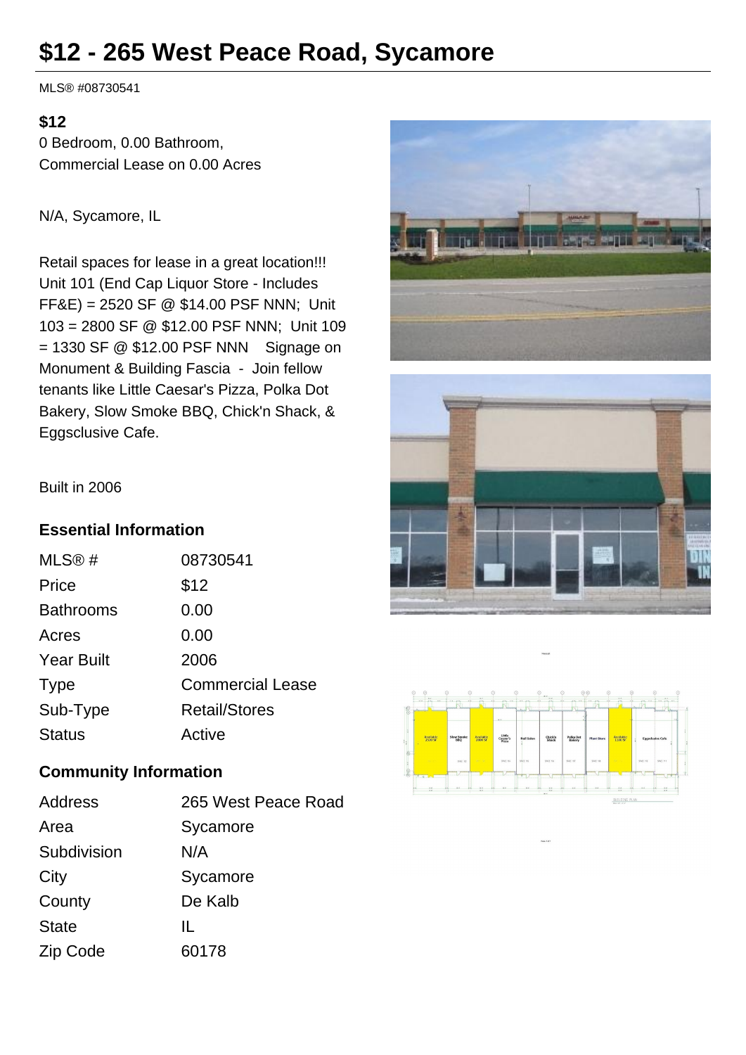# $12 - 265 West Peace Road, Sycamore

MLS® #08730541

**$12**
0 Bedroom, 0.00 Bathroom,
Commercial Lease on 0.00 Acres

N/A, Sycamore, IL

Retail spaces for lease in a great location!!! Unit 101 (End Cap Liquor Store - Includes FF&E) = 2520 SF @ $14.00 PSF NNN; Unit 103 = 2800 SF @ $12.00 PSF NNN; Unit 109 = 1330 SF @ $12.00 PSF NNN Signage on Monument & Building Fascia - Join fellow tenants like Little Caesar's Pizza, Polka Dot Bakery, Slow Smoke BBQ, Chick'n Shack, & Eggsclusive Cafe.

Built in 2006

## Essential Information

| | |
|---|---|
| MLS® # | 08730541 |
| Price | $12 |
| Bathrooms | 0.00 |
| Acres | 0.00 |
| Year Built | 2006 |
| Type | Commercial Lease |
| Sub-Type | Retail/Stores |
| Status | Active |

## Community Information

| | |
|---|---|
| Address | 265 West Peace Road |
| Area | Sycamore |
| Subdivision | N/A |
| City | Sycamore |
| County | De Kalb |
| State | IL |
| Zip Code | 60178 |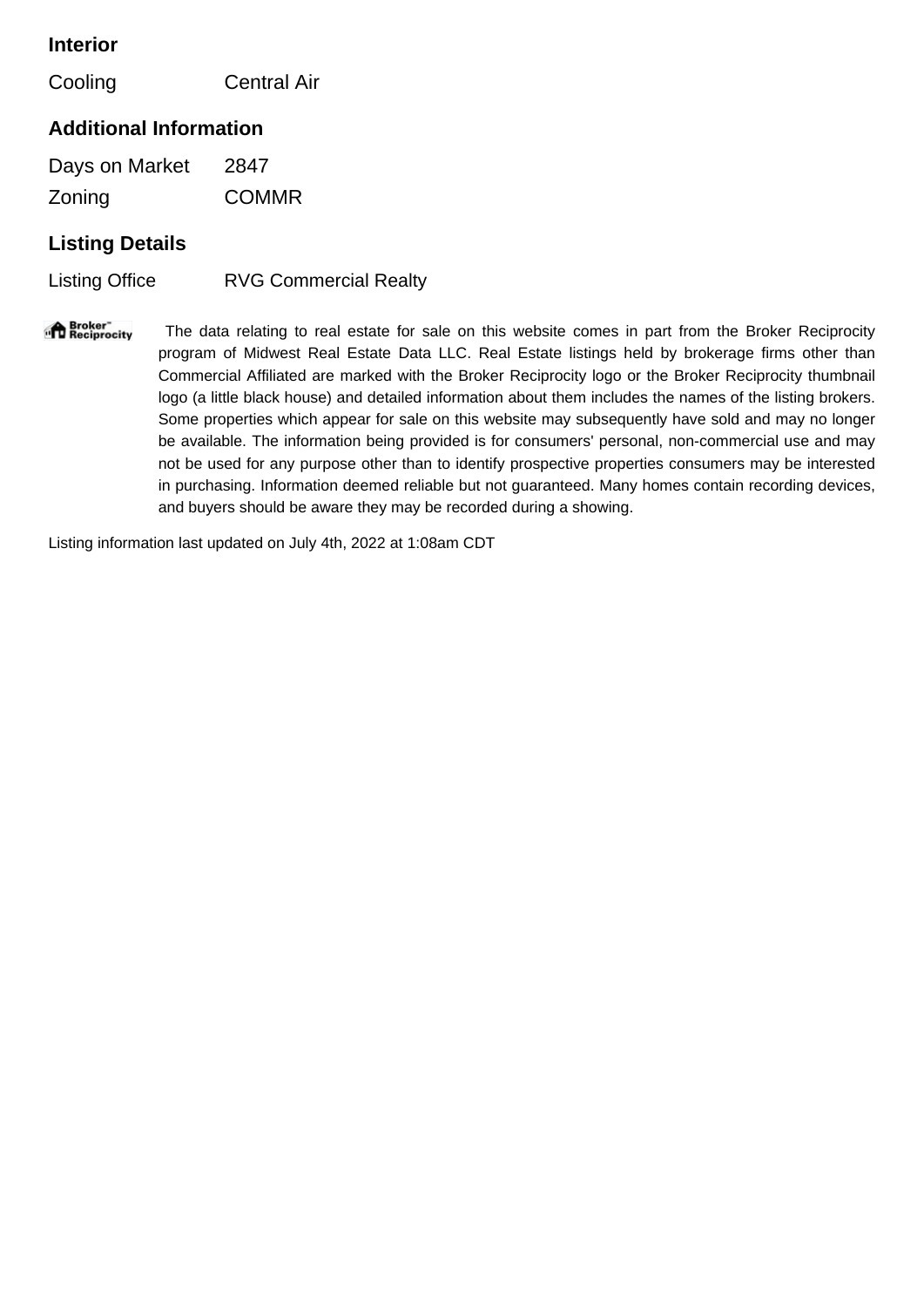### Interior

| | |
|---|---|
| Cooling | Central Air |

### Additional Information

| | |
|---|---|
| Days on Market | 2847 |
| Zoning | COMMR |

### Listing Details

| | |
|---|---|
| Listing Office | RVG Commercial Realty |

The data relating to real estate for sale on this website comes in part from the Broker Reciprocity program of Midwest Real Estate Data LLC. Real Estate listings held by brokerage firms other than Commercial Affiliated are marked with the Broker Reciprocity logo or the Broker Reciprocity thumbnail logo (a little black house) and detailed information about them includes the names of the listing brokers. Some properties which appear for sale on this website may subsequently have sold and may no longer be available. The information being provided is for consumers' personal, non-commercial use and may not be used for any purpose other than to identify prospective properties consumers may be interested in purchasing. Information deemed reliable but not guaranteed. Many homes contain recording devices, and buyers should be aware they may be recorded during a showing.

Listing information last updated on July 4th, 2022 at 1:08am CDT